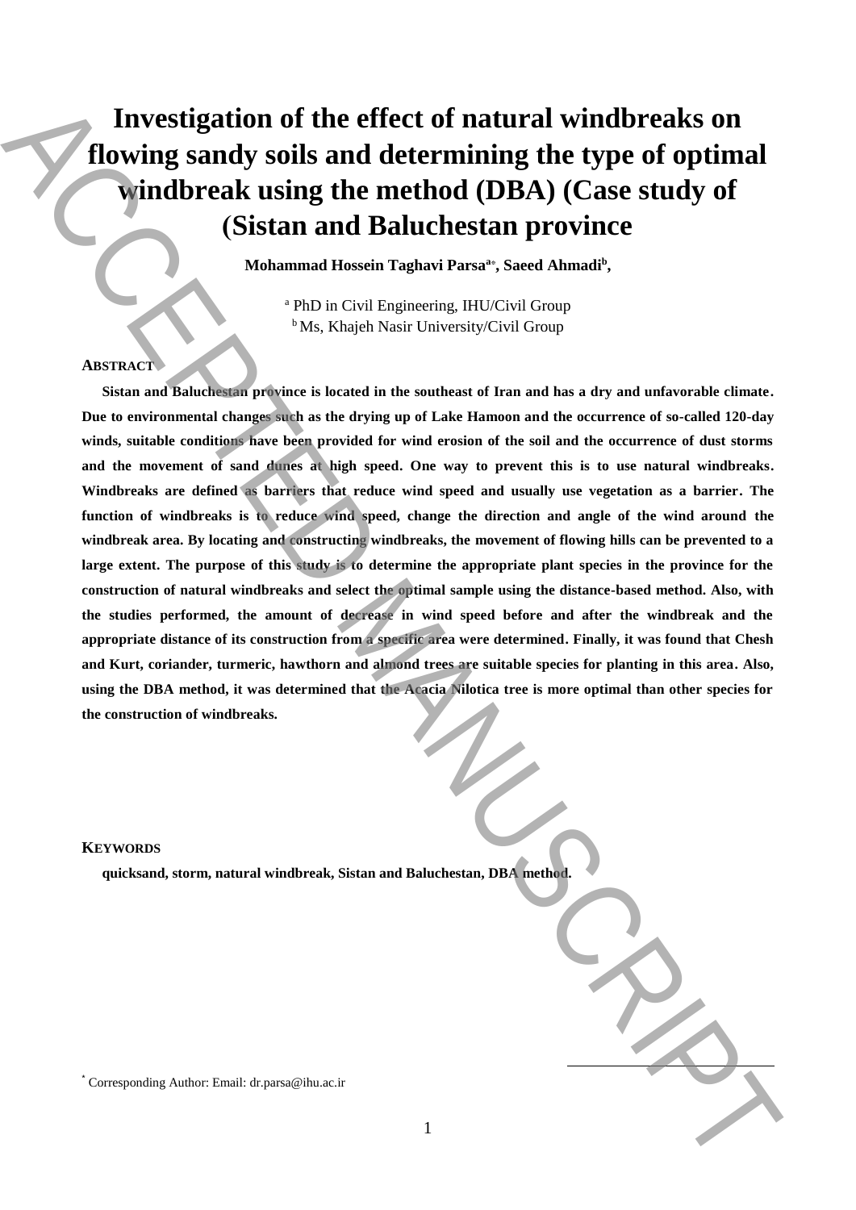# Investigation of the effect of natural windbreaks on flowing sandy soils and determining the type of optimal windbreak using the method (DBA) (Case study of (Sistan and Baluchestan province

**Mohammad Hossein Taghavi Parsa[a*], Saeed Ahmadi[b],**

[a] PhD in Civil Engineering, IHU/Civil Group
[b] Ms, Khajeh Nasir University/Civil Group

## ABSTRACT

**Sistan and Baluchestan province is located in the southeast of Iran and has a dry and unfavorable climate. Due to environmental changes such as the drying up of Lake Hamoon and the occurrence of so-called 120-day winds, suitable conditions have been provided for wind erosion of the soil and the occurrence of dust storms and the movement of sand dunes at high speed. One way to prevent this is to use natural windbreaks. Windbreaks are defined as barriers that reduce wind speed and usually use vegetation as a barrier. The function of windbreaks is to reduce wind speed, change the direction and angle of the wind around the windbreak area. By locating and constructing windbreaks, the movement of flowing hills can be prevented to a large extent. The purpose of this study is to determine the appropriate plant species in the province for the construction of natural windbreaks and select the optimal sample using the distance-based method. Also, with the studies performed, the amount of decrease in wind speed before and after the windbreak and the appropriate distance of its construction from a specific area were determined. Finally, it was found that Chesh and Kurt, coriander, turmeric, hawthorn and almond trees are suitable species for planting in this area. Also, using the DBA method, it was determined that the Acacia Nilotica tree is more optimal than other species for the construction of windbreaks.**

## KEYWORDS

**quicksand, storm, natural windbreak, Sistan and Baluchestan, DBA method.**

* Corresponding Author: Email: dr.parsa@ihu.ac.ir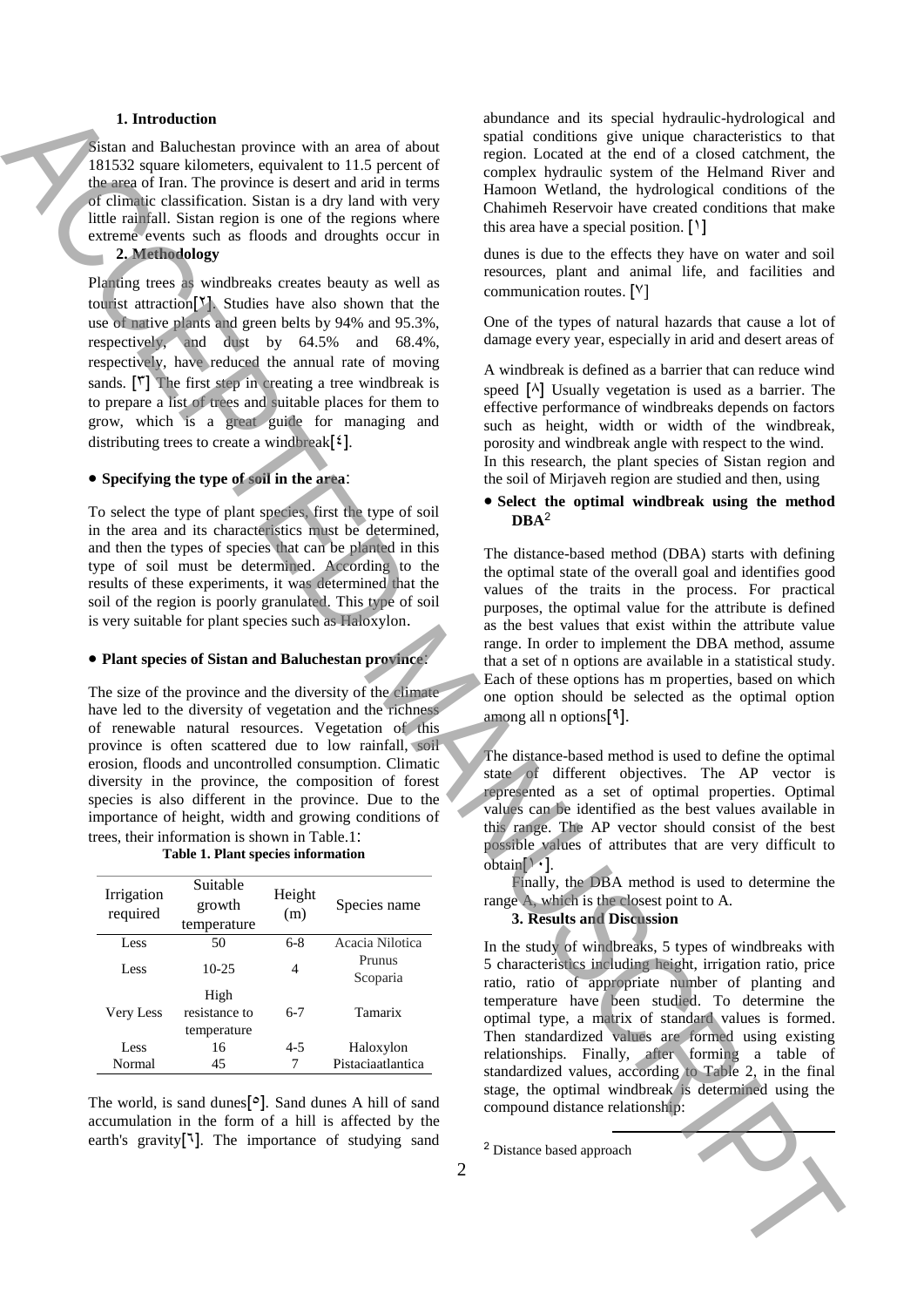### 1. Introduction

Sistan and Baluchestan province with an area of about 181532 square kilometers, equivalent to 11.5 percent of the area of Iran. The province is desert and arid in terms of climatic classification. Sistan is a dry land with very little rainfall. Sistan region is one of the regions where extreme events such as floods and droughts occur in

### 2. Methodology

Planting trees as windbreaks creates beauty as well as tourist attraction[۲]. Studies have also shown that the use of native plants and green belts by 94% and 95.3%, respectively, and dust by 64.5% and 68.4%, respectively, have reduced the annual rate of moving sands. [۳] The first step in creating a tree windbreak is to prepare a list of trees and suitable places for them to grow, which is a great guide for managing and distributing trees to create a windbreak[٤].

- **Specifying the type of soil in the area**:

To select the type of plant species, first the type of soil in the area and its characteristics must be determined, and then the types of species that can be planted in this type of soil must be determined. According to the results of these experiments, it was determined that the soil of the region is poorly granulated. This type of soil is very suitable for plant species such as Haloxylon.

- **Plant species of Sistan and Baluchestan province**:

The size of the province and the diversity of the climate have led to the diversity of vegetation and the richness of renewable natural resources. Vegetation of this province is often scattered due to low rainfall, soil erosion, floods and uncontrolled consumption. Climatic diversity in the province, the composition of forest species is also different in the province. Due to the importance of height, width and growing conditions of trees, their information is shown in Table.1:

**Table 1. Plant species information**

| Irrigation required | Suitable growth temperature | Height (m) | Species name |
|---|---|---|---|
| Less | 50 | 6-8 | Acacia Nilotica |
| Less | 10-25 | 4 | Prunus Scoparia |
| Very Less | High resistance to temperature | 6-7 | Tamarix |
| Less | 16 | 4-5 | Haloxylon |
| Normal | 45 | 7 | Pistaciaatlantica |

The world, is sand dunes[٥]. Sand dunes A hill of sand accumulation in the form of a hill is affected by the earth's gravity[٦]. The importance of studying sand abundance and its special hydraulic-hydrological and spatial conditions give unique characteristics to that region. Located at the end of a closed catchment, the complex hydraulic system of the Helmand River and Hamoon Wetland, the hydrological conditions of the Chahimeh Reservoir have created conditions that make this area have a special position. [۱]

dunes is due to the effects they have on water and soil resources, plant and animal life, and facilities and communication routes. [۷]

One of the types of natural hazards that cause a lot of damage every year, especially in arid and desert areas of

A windbreak is defined as a barrier that can reduce wind speed [۸] Usually vegetation is used as a barrier. The effective performance of windbreaks depends on factors such as height, width or width of the windbreak, porosity and windbreak angle with respect to the wind. In this research, the plant species of Sistan region and the soil of Mirjaveh region are studied and then, using

- **Select the optimal windbreak using the method DBA**[2]

The distance-based method (DBA) starts with defining the optimal state of the overall goal and identifies good values of the traits in the process. For practical purposes, the optimal value for the attribute is defined as the best values that exist within the attribute value range. In order to implement the DBA method, assume that a set of n options are available in a statistical study. Each of these options has m properties, based on which one option should be selected as the optimal option among all n options[۹].

The distance-based method is used to define the optimal state of different objectives. The AP vector is represented as a set of optimal properties. Optimal values can be identified as the best values available in this range. The AP vector should consist of the best possible values of attributes that are very difficult to obtain[۱۰].

Finally, the DBA method is used to determine the range A, which is the closest point to A.

### 3. Results and Discussion

In the study of windbreaks, 5 types of windbreaks with 5 characteristics including height, irrigation ratio, price ratio, ratio of appropriate number of planting and temperature have been studied. To determine the optimal type, a matrix of standard values is formed. Then standardized values are formed using existing relationships. Finally, after forming a table of standardized values, according to Table 2, in the final stage, the optimal windbreak is determined using the compound distance relationship:

[2] Distance based approach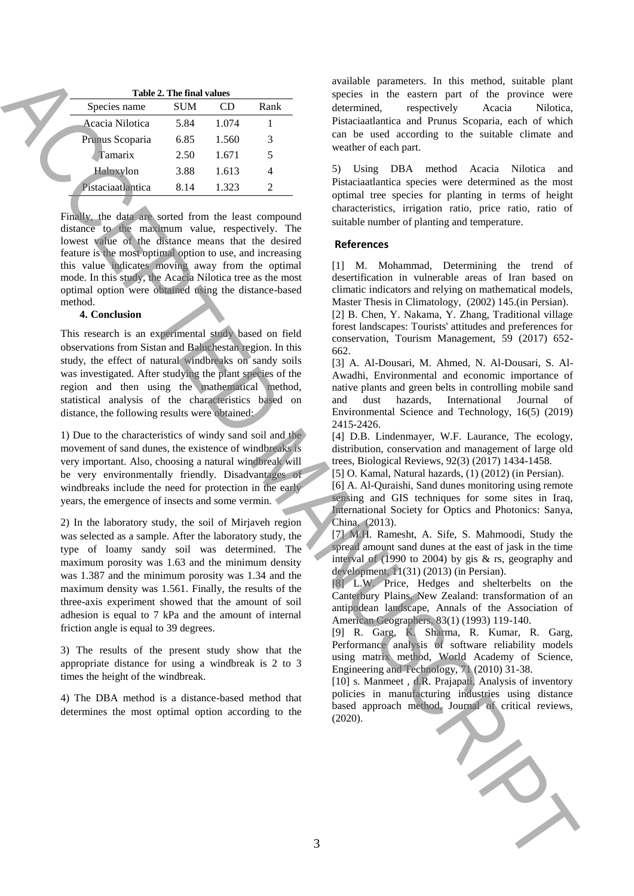**Table 2. The final values**

| Species name | SUM | CD | Rank |
|---|---|---|---|
| Acacia Nilotica | 5.84 | 1.074 | 1 |
| Prunus Scoparia | 6.85 | 1.560 | 3 |
| Tamarix | 2.50 | 1.671 | 5 |
| Haloxylon | 3.88 | 1.613 | 4 |
| Pistaciaatlantica | 8.14 | 1.323 | 2 |

Finally, the data are sorted from the least compound distance to the maximum value, respectively. The lowest value of the distance means that the desired feature is the most optimal option to use, and increasing this value indicates moving away from the optimal mode. In this study, the Acacia Nilotica tree as the most optimal option were obtained using the distance-based method.

## 4. Conclusion

This research is an experimental study based on field observations from Sistan and Baluchestan region. In this study, the effect of natural windbreaks on sandy soils was investigated. After studying the plant species of the region and then using the mathematical method, statistical analysis of the characteristics based on distance, the following results were obtained:

1) Due to the characteristics of windy sand soil and the movement of sand dunes, the existence of windbreaks is very important. Also, choosing a natural windbreak will be very environmentally friendly. Disadvantages of windbreaks include the need for protection in the early years, the emergence of insects and some vermin.

2) In the laboratory study, the soil of Mirjaveh region was selected as a sample. After the laboratory study, the type of loamy sandy soil was determined. The maximum porosity was 1.63 and the minimum density was 1.387 and the minimum porosity was 1.34 and the maximum density was 1.561. Finally, the results of the three-axis experiment showed that the amount of soil adhesion is equal to 7 kPa and the amount of internal friction angle is equal to 39 degrees.

3) The results of the present study show that the appropriate distance for using a windbreak is 2 to 3 times the height of the windbreak.

4) The DBA method is a distance-based method that determines the most optimal option according to the available parameters. In this method, suitable plant species in the eastern part of the province were determined, respectively Acacia Nilotica, Pistaciaatlantica and Prunus Scoparia, each of which can be used according to the suitable climate and weather of each part.

5) Using DBA method Acacia Nilotica and Pistaciaatlantica species were determined as the most optimal tree species for planting in terms of height characteristics, irrigation ratio, price ratio, ratio of suitable number of planting and temperature.

## References

[1] M. Mohammad, Determining the trend of desertification in vulnerable areas of Iran based on climatic indicators and relying on mathematical models, Master Thesis in Climatology, (2002) 145.(in Persian).

[2] B. Chen, Y. Nakama, Y. Zhang, Traditional village forest landscapes: Tourists' attitudes and preferences for conservation, Tourism Management, 59 (2017) 652-662.

[3] A. Al-Dousari, M. Ahmed, N. Al-Dousari, S. Al-Awadhi, Environmental and economic importance of native plants and green belts in controlling mobile sand and dust hazards, International Journal of Environmental Science and Technology, 16(5) (2019) 2415-2426.

[4] D.B. Lindenmayer, W.F. Laurance, The ecology, distribution, conservation and management of large old trees, Biological Reviews, 92(3) (2017) 1434-1458.

[5] O. Kamal, Natural hazards, (1) (2012) (in Persian).

[6] A. Al-Quraishi, Sand dunes monitoring using remote sensing and GIS techniques for some sites in Iraq, International Society for Optics and Photonics: Sanya, China, (2013).

[7] M.H. Ramesht, A. Sife, S. Mahmoodi, Study the spread amount sand dunes at the east of jask in the time interval of (1990 to 2004) by gis & rs, geography and development, 11(31) (2013) (in Persian).

[8] L.W. Price, Hedges and shelterbelts on the Canterbury Plains, New Zealand: transformation of an antipodean landscape, Annals of the Association of American Geographers, 83(1) (1993) 119-140.

[9] R. Garg, K. Sharma, R. Kumar, R. Garg, Performance analysis of software reliability models using matrix method, World Academy of Science, Engineering and Technology, 71 (2010) 31-38.

[10] s. Manmeet , d.R. Prajapati, Analysis of inventory policies in manufacturing industries using distance based approach method, Journal of critical reviews, (2020).